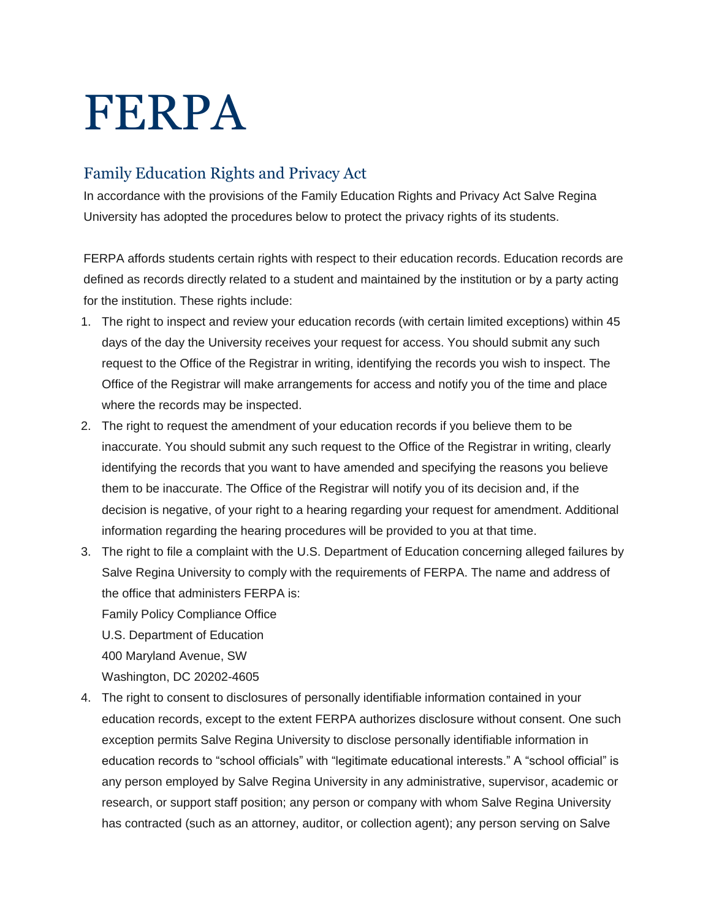# FERPA

## Family Education Rights and Privacy Act

In accordance with the provisions of the Family Education Rights and Privacy Act Salve Regina University has adopted the procedures below to protect the privacy rights of its students.

FERPA affords students certain rights with respect to their education records. Education records are defined as records directly related to a student and maintained by the institution or by a party acting for the institution. These rights include:

1. The right to inspect and review your education records (with certain limited exceptions) within 45 days of the day the University receives your request for access. You should submit any such request to the Office of the Registrar in writing, identifying the records you wish to inspect. The Office of the Registrar will make arrangements for access and notify you of the time and place where the records may be inspected.
2. The right to request the amendment of your education records if you believe them to be inaccurate. You should submit any such request to the Office of the Registrar in writing, clearly identifying the records that you want to have amended and specifying the reasons you believe them to be inaccurate. The Office of the Registrar will notify you of its decision and, if the decision is negative, of your right to a hearing regarding your request for amendment. Additional information regarding the hearing procedures will be provided to you at that time.
3. The right to file a complaint with the U.S. Department of Education concerning alleged failures by Salve Regina University to comply with the requirements of FERPA. The name and address of the office that administers FERPA is:
   Family Policy Compliance Office
   U.S. Department of Education
   400 Maryland Avenue, SW
   Washington, DC 20202-4605
4. The right to consent to disclosures of personally identifiable information contained in your education records, except to the extent FERPA authorizes disclosure without consent. One such exception permits Salve Regina University to disclose personally identifiable information in education records to "school officials" with "legitimate educational interests." A "school official" is any person employed by Salve Regina University in any administrative, supervisor, academic or research, or support staff position; any person or company with whom Salve Regina University has contracted (such as an attorney, auditor, or collection agent); any person serving on Salve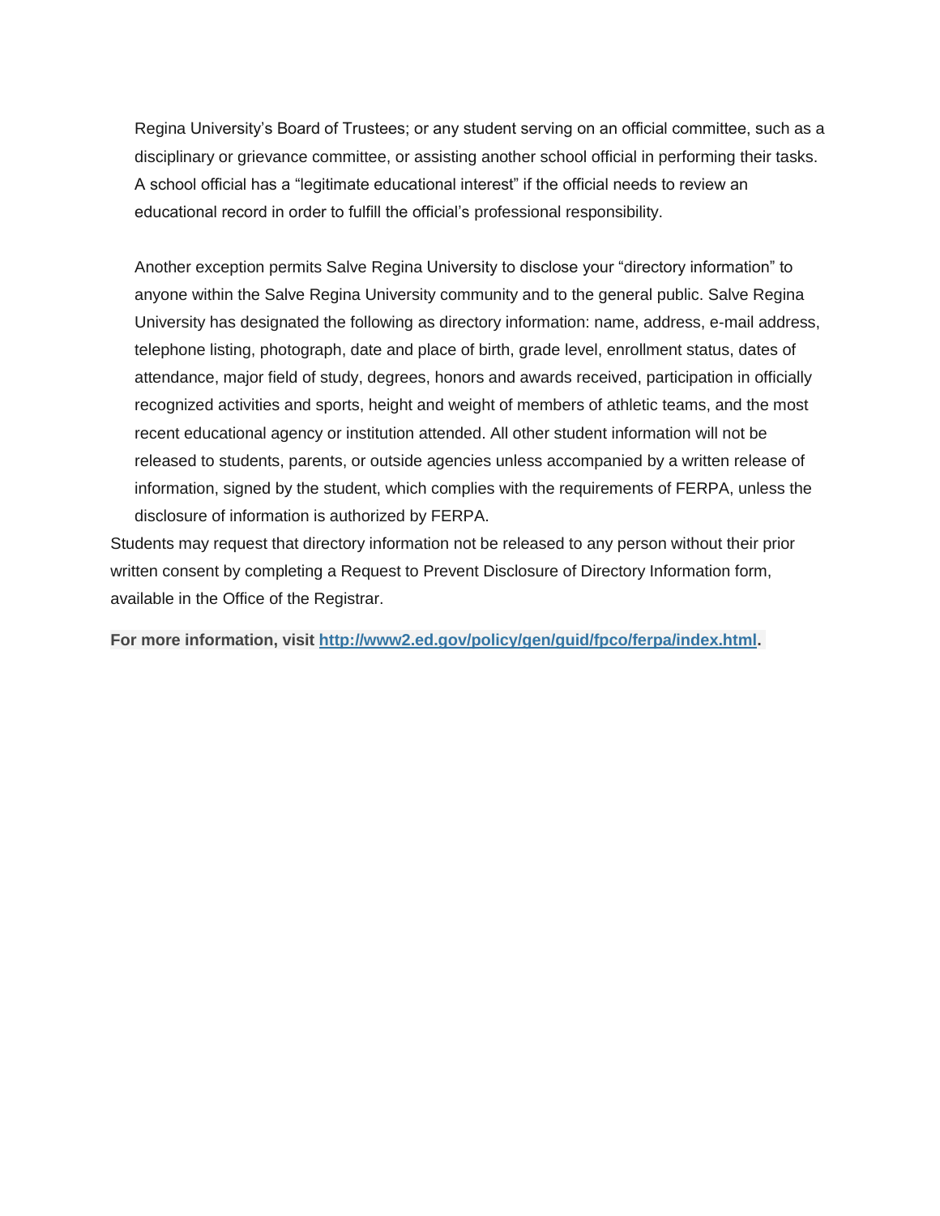Regina University's Board of Trustees; or any student serving on an official committee, such as a disciplinary or grievance committee, or assisting another school official in performing their tasks. A school official has a "legitimate educational interest" if the official needs to review an educational record in order to fulfill the official's professional responsibility.

Another exception permits Salve Regina University to disclose your "directory information" to anyone within the Salve Regina University community and to the general public. Salve Regina University has designated the following as directory information: name, address, e-mail address, telephone listing, photograph, date and place of birth, grade level, enrollment status, dates of attendance, major field of study, degrees, honors and awards received, participation in officially recognized activities and sports, height and weight of members of athletic teams, and the most recent educational agency or institution attended. All other student information will not be released to students, parents, or outside agencies unless accompanied by a written release of information, signed by the student, which complies with the requirements of FERPA, unless the disclosure of information is authorized by FERPA.

Students may request that directory information not be released to any person without their prior written consent by completing a Request to Prevent Disclosure of Directory Information form, available in the Office of the Registrar.

**For more information, visit [http://www2.ed.gov/policy/gen/guid/fpco/ferpa/index.html](http://www2.ed.gov/policy/gen/guid/fpco/ferpa/index.html).**